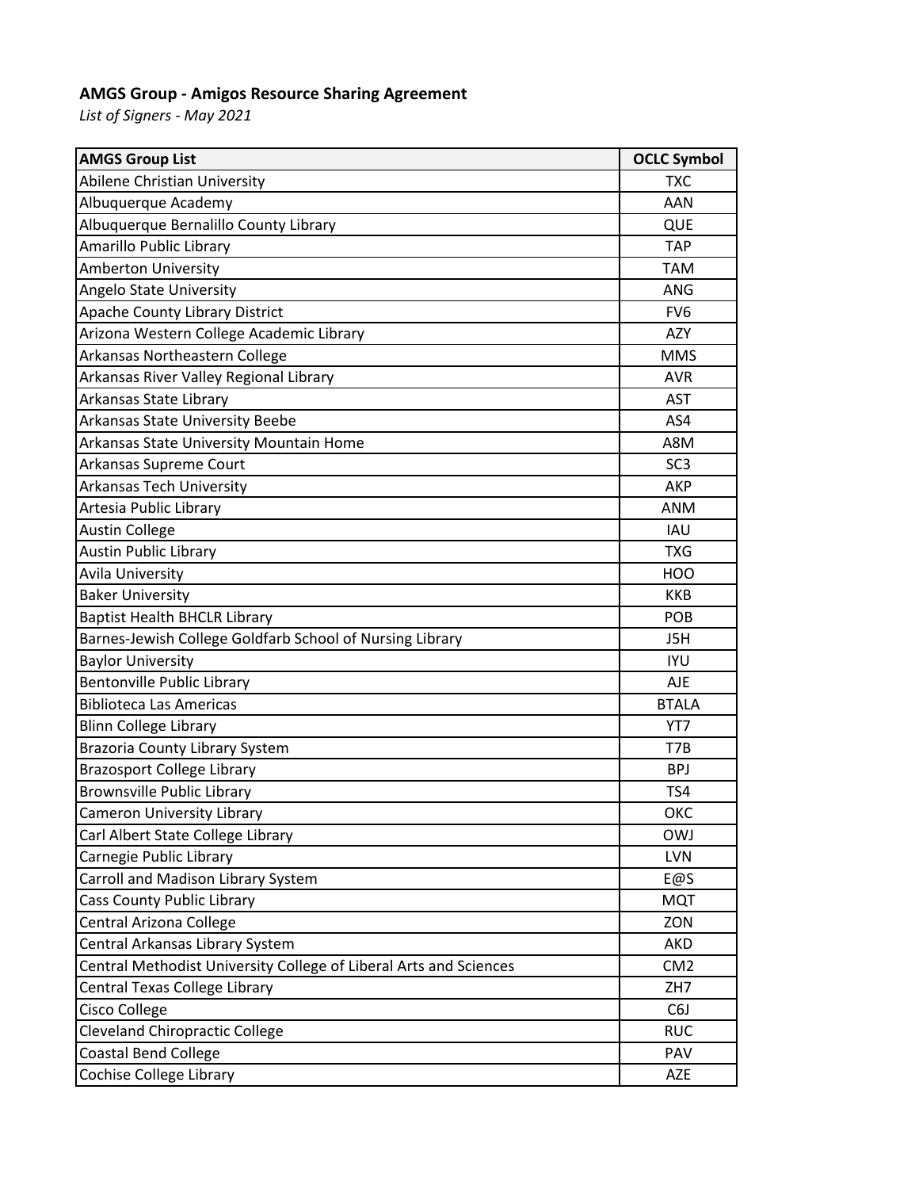**AMGS Group - Amigos Resource Sharing Agreement**

*List of Signers - May 2021*

| AMGS Group List | OCLC Symbol |
|---|---|
| Abilene Christian University | TXC |
| Albuquerque Academy | AAN |
| Albuquerque Bernalillo County Library | QUE |
| Amarillo Public Library | TAP |
| Amberton University | TAM |
| Angelo State University | ANG |
| Apache County Library District | FV6 |
| Arizona Western College Academic Library | AZY |
| Arkansas Northeastern College | MMS |
| Arkansas River Valley Regional Library | AVR |
| Arkansas State Library | AST |
| Arkansas State University Beebe | AS4 |
| Arkansas State University Mountain Home | A8M |
| Arkansas Supreme Court | SC3 |
| Arkansas Tech University | AKP |
| Artesia Public Library | ANM |
| Austin College | IAU |
| Austin Public Library | TXG |
| Avila University | HOO |
| Baker University | KKB |
| Baptist Health BHCLR Library | POB |
| Barnes-Jewish College Goldfarb School of Nursing Library | J5H |
| Baylor University | IYU |
| Bentonville Public Library | AJE |
| Biblioteca Las Americas | BTALA |
| Blinn College Library | YT7 |
| Brazoria County Library System | T7B |
| Brazosport College Library | BPJ |
| Brownsville Public Library | TS4 |
| Cameron University Library | OKC |
| Carl Albert State College Library | OWJ |
| Carnegie Public Library | LVN |
| Carroll and Madison Library System | E@S |
| Cass County Public Library | MQT |
| Central Arizona College | ZON |
| Central Arkansas Library System | AKD |
| Central Methodist University College of Liberal Arts and Sciences | CM2 |
| Central Texas College Library | ZH7 |
| Cisco College | C6J |
| Cleveland Chiropractic College | RUC |
| Coastal Bend College | PAV |
| Cochise College Library | AZE |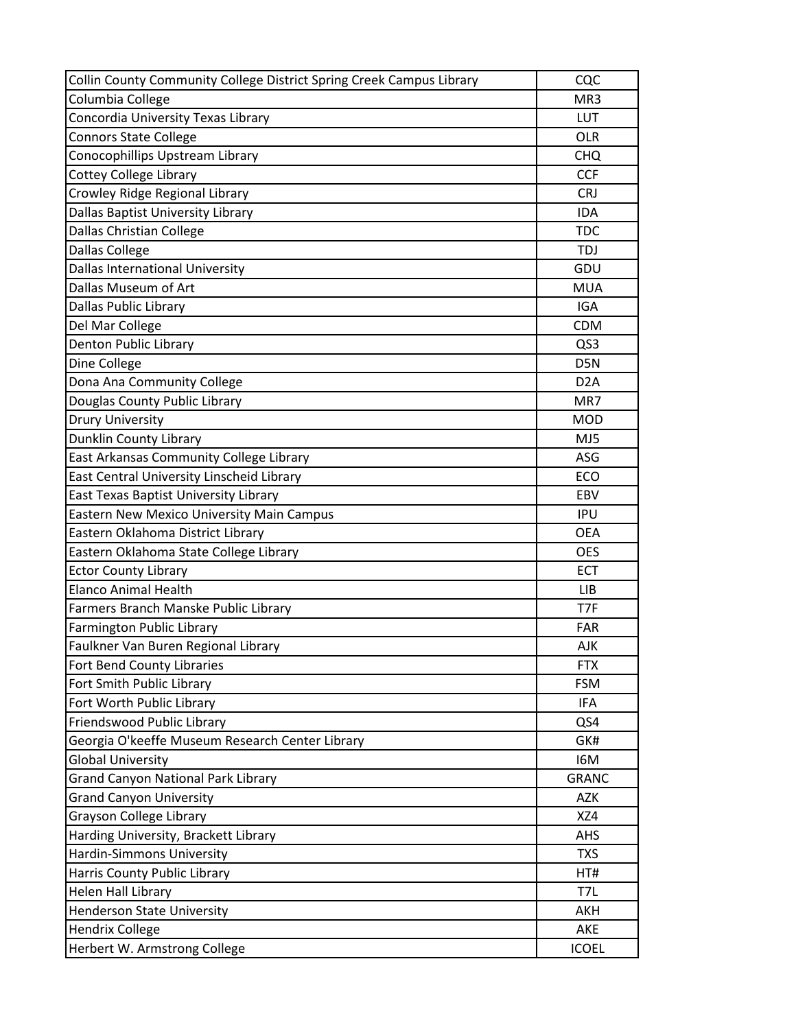| | |
|---|---|
| Collin County Community College District Spring Creek Campus Library | CQC |
| Columbia College | MR3 |
| Concordia University Texas Library | LUT |
| Connors State College | OLR |
| Conocophillips Upstream Library | CHQ |
| Cottey College Library | CCF |
| Crowley Ridge Regional Library | CRJ |
| Dallas Baptist University Library | IDA |
| Dallas Christian College | TDC |
| Dallas College | TDJ |
| Dallas International University | GDU |
| Dallas Museum of Art | MUA |
| Dallas Public Library | IGA |
| Del Mar College | CDM |
| Denton Public Library | QS3 |
| Dine College | D5N |
| Dona Ana Community College | D2A |
| Douglas County Public Library | MR7 |
| Drury University | MOD |
| Dunklin County Library | MJ5 |
| East Arkansas Community College Library | ASG |
| East Central University Linscheid Library | ECO |
| East Texas Baptist University Library | EBV |
| Eastern New Mexico University Main Campus | IPU |
| Eastern Oklahoma District Library | OEA |
| Eastern Oklahoma State College Library | OES |
| Ector County Library | ECT |
| Elanco Animal Health | LIB |
| Farmers Branch Manske Public Library | T7F |
| Farmington Public Library | FAR |
| Faulkner Van Buren Regional Library | AJK |
| Fort Bend County Libraries | FTX |
| Fort Smith Public Library | FSM |
| Fort Worth Public Library | IFA |
| Friendswood Public Library | QS4 |
| Georgia O'keeffe Museum Research Center Library | GK# |
| Global University | I6M |
| Grand Canyon National Park Library | GRANC |
| Grand Canyon University | AZK |
| Grayson College Library | XZ4 |
| Harding University, Brackett Library | AHS |
| Hardin-Simmons University | TXS |
| Harris County Public Library | HT# |
| Helen Hall Library | T7L |
| Henderson State University | AKH |
| Hendrix College | AKE |
| Herbert W. Armstrong College | ICOEL |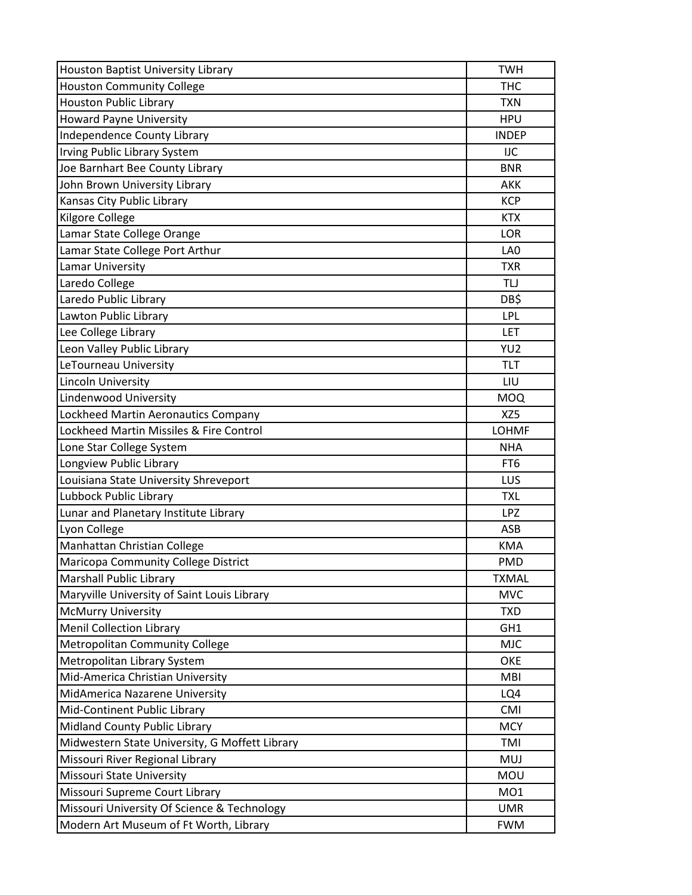| Houston Baptist University Library | TWH |
|---|---|
| Houston Community College | THC |
| Houston Public Library | TXN |
| Howard Payne University | HPU |
| Independence County Library | INDEP |
| Irving Public Library System | IJC |
| Joe Barnhart Bee County Library | BNR |
| John Brown University Library | AKK |
| Kansas City Public Library | KCP |
| Kilgore College | KTX |
| Lamar State College Orange | LOR |
| Lamar State College Port Arthur | LA0 |
| Lamar University | TXR |
| Laredo College | TLJ |
| Laredo Public Library | DB$ |
| Lawton Public Library | LPL |
| Lee College Library | LET |
| Leon Valley Public Library | YU2 |
| LeTourneau University | TLT |
| Lincoln University | LIU |
| Lindenwood University | MOQ |
| Lockheed Martin Aeronautics Company | XZ5 |
| Lockheed Martin Missiles & Fire Control | LOHMF |
| Lone Star College System | NHA |
| Longview Public Library | FT6 |
| Louisiana State University Shreveport | LUS |
| Lubbock Public Library | TXL |
| Lunar and Planetary Institute Library | LPZ |
| Lyon College | ASB |
| Manhattan Christian College | KMA |
| Maricopa Community College District | PMD |
| Marshall Public Library | TXMAL |
| Maryville University of Saint Louis Library | MVC |
| McMurry University | TXD |
| Menil Collection Library | GH1 |
| Metropolitan Community College | MJC |
| Metropolitan Library System | OKE |
| Mid-America Christian University | MBI |
| MidAmerica Nazarene University | LQ4 |
| Mid-Continent Public Library | CMI |
| Midland County Public Library | MCY |
| Midwestern State University, G Moffett Library | TMI |
| Missouri River Regional Library | MUJ |
| Missouri State University | MOU |
| Missouri Supreme Court Library | MO1 |
| Missouri University Of Science & Technology | UMR |
| Modern Art Museum of Ft Worth, Library | FWM |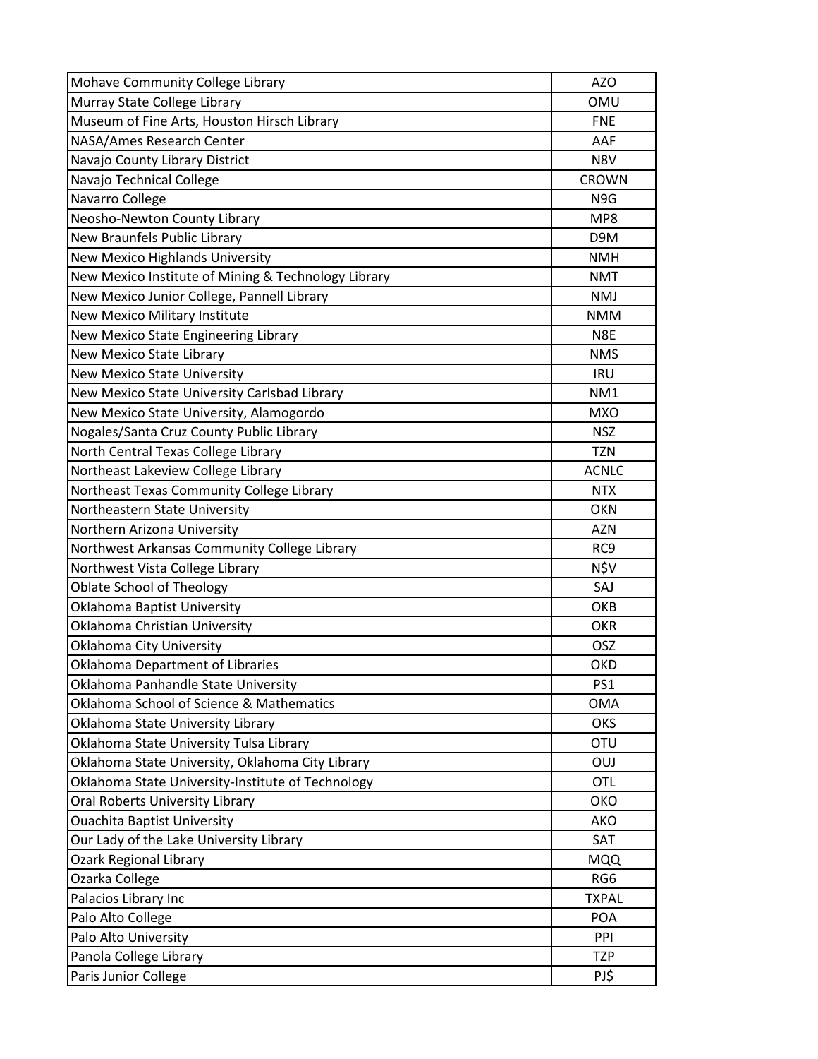| | |
|---|---|
| Mohave Community College Library | AZO |
| Murray State College Library | OMU |
| Museum of Fine Arts, Houston Hirsch Library | FNE |
| NASA/Ames Research Center | AAF |
| Navajo County Library District | N8V |
| Navajo Technical College | CROWN |
| Navarro College | N9G |
| Neosho-Newton County Library | MP8 |
| New Braunfels Public Library | D9M |
| New Mexico Highlands University | NMH |
| New Mexico Institute of Mining & Technology Library | NMT |
| New Mexico Junior College, Pannell Library | NMJ |
| New Mexico Military Institute | NMM |
| New Mexico State Engineering Library | N8E |
| New Mexico State Library | NMS |
| New Mexico State University | IRU |
| New Mexico State University Carlsbad Library | NM1 |
| New Mexico State University, Alamogordo | MXO |
| Nogales/Santa Cruz County Public Library | NSZ |
| North Central Texas College Library | TZN |
| Northeast Lakeview College Library | ACNLC |
| Northeast Texas Community College Library | NTX |
| Northeastern State University | OKN |
| Northern Arizona University | AZN |
| Northwest Arkansas Community College Library | RC9 |
| Northwest Vista College Library | N$V |
| Oblate School of Theology | SAJ |
| Oklahoma Baptist University | OKB |
| Oklahoma Christian University | OKR |
| Oklahoma City University | OSZ |
| Oklahoma Department of Libraries | OKD |
| Oklahoma Panhandle State University | PS1 |
| Oklahoma School of Science & Mathematics | OMA |
| Oklahoma State University Library | OKS |
| Oklahoma State University Tulsa Library | OTU |
| Oklahoma State University, Oklahoma City Library | OUJ |
| Oklahoma State University-Institute of Technology | OTL |
| Oral Roberts University Library | OKO |
| Ouachita Baptist University | AKO |
| Our Lady of the Lake University Library | SAT |
| Ozark Regional Library | MQQ |
| Ozarka College | RG6 |
| Palacios Library Inc | TXPAL |
| Palo Alto College | POA |
| Palo Alto University | PPI |
| Panola College Library | TZP |
| Paris Junior College | PJ$ |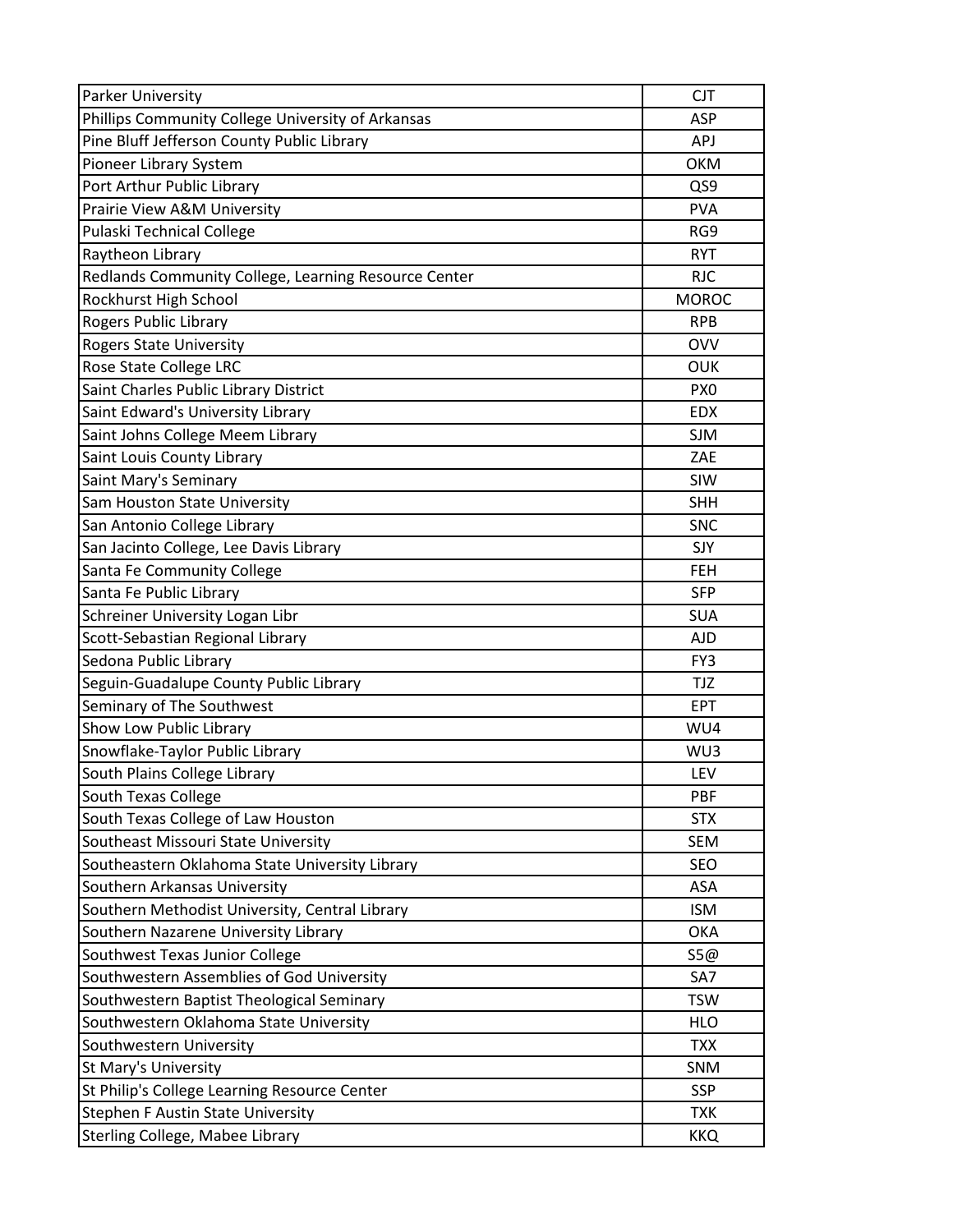| Parker University | CJT |
|---|---|
| Phillips Community College University of Arkansas | ASP |
| Pine Bluff Jefferson County Public Library | APJ |
| Pioneer Library System | OKM |
| Port Arthur Public Library | QS9 |
| Prairie View A&M University | PVA |
| Pulaski Technical College | RG9 |
| Raytheon Library | RYT |
| Redlands Community College, Learning Resource Center | RJC |
| Rockhurst High School | MOROC |
| Rogers Public Library | RPB |
| Rogers State University | OVV |
| Rose State College LRC | OUK |
| Saint Charles Public Library District | PX0 |
| Saint Edward's University Library | EDX |
| Saint Johns College Meem Library | SJM |
| Saint Louis County Library | ZAE |
| Saint Mary's Seminary | SIW |
| Sam Houston State University | SHH |
| San Antonio College Library | SNC |
| San Jacinto College, Lee Davis Library | SJY |
| Santa Fe Community College | FEH |
| Santa Fe Public Library | SFP |
| Schreiner University Logan Libr | SUA |
| Scott-Sebastian Regional Library | AJD |
| Sedona Public Library | FY3 |
| Seguin-Guadalupe County Public Library | TJZ |
| Seminary of The Southwest | EPT |
| Show Low Public Library | WU4 |
| Snowflake-Taylor Public Library | WU3 |
| South Plains College Library | LEV |
| South Texas College | PBF |
| South Texas College of Law Houston | STX |
| Southeast Missouri State University | SEM |
| Southeastern Oklahoma State University Library | SEO |
| Southern Arkansas University | ASA |
| Southern Methodist University, Central Library | ISM |
| Southern Nazarene University Library | OKA |
| Southwest Texas Junior College | S5@ |
| Southwestern Assemblies of God University | SA7 |
| Southwestern Baptist Theological Seminary | TSW |
| Southwestern Oklahoma State University | HLO |
| Southwestern University | TXX |
| St Mary's University | SNM |
| St Philip's College Learning Resource Center | SSP |
| Stephen F Austin State University | TXK |
| Sterling College, Mabee Library | KKQ |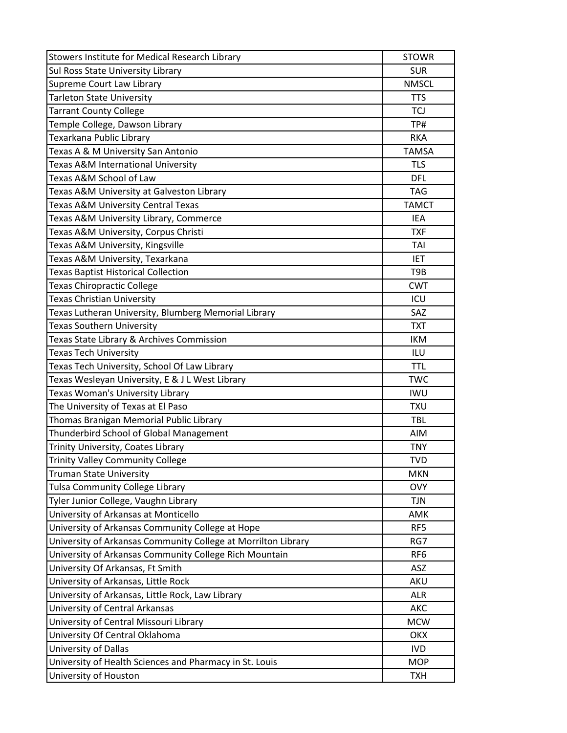| Stowers Institute for Medical Research Library | STOWR |
|---|---|
| Sul Ross State University Library | SUR |
| Supreme Court Law Library | NMSCL |
| Tarleton State University | TTS |
| Tarrant County College | TCJ |
| Temple College, Dawson Library | TP# |
| Texarkana Public Library | RKA |
| Texas A & M University San Antonio | TAMSA |
| Texas A&M International University | TLS |
| Texas A&M School of Law | DFL |
| Texas A&M University at Galveston Library | TAG |
| Texas A&M University Central Texas | TAMCT |
| Texas A&M University Library, Commerce | IEA |
| Texas A&M University, Corpus Christi | TXF |
| Texas A&M University, Kingsville | TAI |
| Texas A&M University, Texarkana | IET |
| Texas Baptist Historical Collection | T9B |
| Texas Chiropractic College | CWT |
| Texas Christian University | ICU |
| Texas Lutheran University, Blumberg Memorial Library | SAZ |
| Texas Southern University | TXT |
| Texas State Library & Archives Commission | IKM |
| Texas Tech University | ILU |
| Texas Tech University, School Of Law Library | TTL |
| Texas Wesleyan University, E & J L West Library | TWC |
| Texas Woman's University Library | IWU |
| The University of Texas at El Paso | TXU |
| Thomas Branigan Memorial Public Library | TBL |
| Thunderbird School of Global Management | AIM |
| Trinity University, Coates Library | TNY |
| Trinity Valley Community College | TVD |
| Truman State University | MKN |
| Tulsa Community College Library | OVY |
| Tyler Junior College, Vaughn Library | TJN |
| University of Arkansas at Monticello | AMK |
| University of Arkansas Community College at Hope | RF5 |
| University of Arkansas Community College at Morrilton Library | RG7 |
| University of Arkansas Community College Rich Mountain | RF6 |
| University Of Arkansas, Ft Smith | ASZ |
| University of Arkansas, Little Rock | AKU |
| University of Arkansas, Little Rock, Law Library | ALR |
| University of Central Arkansas | AKC |
| University of Central Missouri Library | MCW |
| University Of Central Oklahoma | OKX |
| University of Dallas | IVD |
| University of Health Sciences and Pharmacy in St. Louis | MOP |
| University of Houston | TXH |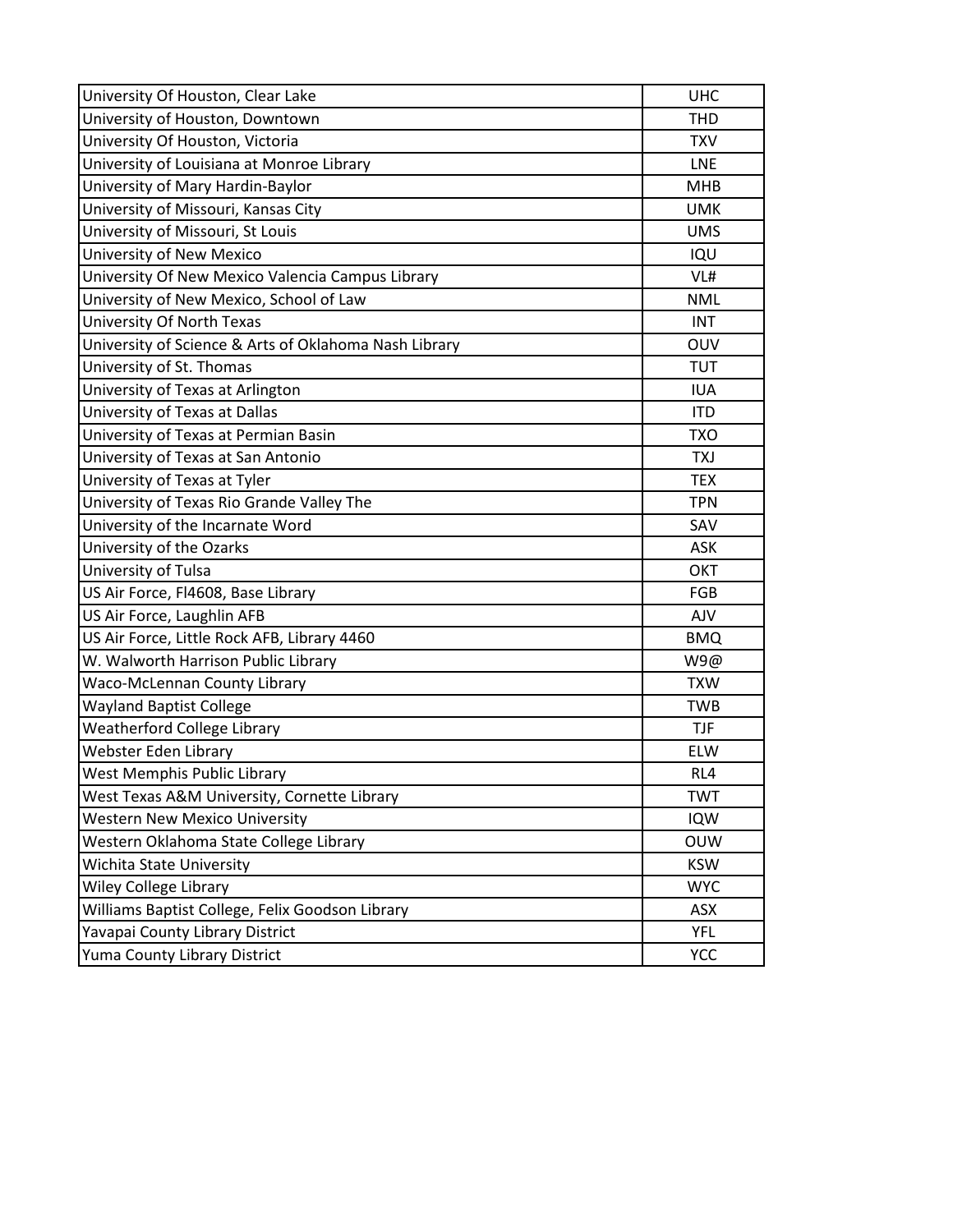| | |
|---|---|
| University Of Houston, Clear Lake | UHC |
| University of Houston, Downtown | THD |
| University Of Houston, Victoria | TXV |
| University of Louisiana at Monroe Library | LNE |
| University of Mary Hardin-Baylor | MHB |
| University of Missouri, Kansas City | UMK |
| University of Missouri, St Louis | UMS |
| University of New Mexico | IQU |
| University Of New Mexico Valencia Campus Library | VL# |
| University of New Mexico, School of Law | NML |
| University Of North Texas | INT |
| University of Science & Arts of Oklahoma Nash Library | OUV |
| University of St. Thomas | TUT |
| University of Texas at Arlington | IUA |
| University of Texas at Dallas | ITD |
| University of Texas at Permian Basin | TXO |
| University of Texas at San Antonio | TXJ |
| University of Texas at Tyler | TEX |
| University of Texas Rio Grande Valley The | TPN |
| University of the Incarnate Word | SAV |
| University of the Ozarks | ASK |
| University of Tulsa | OKT |
| US Air Force, Fl4608, Base Library | FGB |
| US Air Force, Laughlin AFB | AJV |
| US Air Force, Little Rock AFB, Library 4460 | BMQ |
| W. Walworth Harrison Public Library | W9@ |
| Waco-McLennan County Library | TXW |
| Wayland Baptist College | TWB |
| Weatherford College Library | TJF |
| Webster Eden Library | ELW |
| West Memphis Public Library | RL4 |
| West Texas A&M University, Cornette Library | TWT |
| Western New Mexico University | IQW |
| Western Oklahoma State College Library | OUW |
| Wichita State University | KSW |
| Wiley College Library | WYC |
| Williams Baptist College, Felix Goodson Library | ASX |
| Yavapai County Library District | YFL |
| Yuma County Library District | YCC |